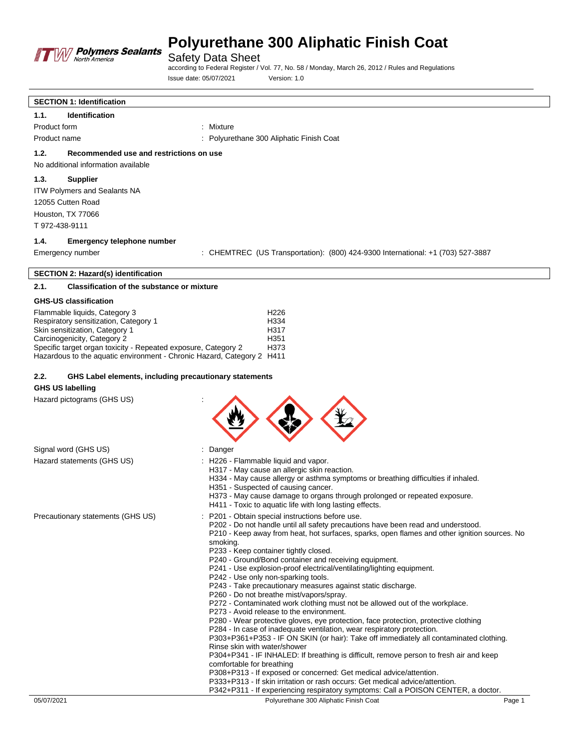# Polyurethane 300 Aliphatic Finish Coat

Safety Data Sheet

according to Federal Register / Vol. 77, No. 58 / Monday, March 26, 2012 / Rules and Regulations

Issue date: 05/07/2021 Version: 1.0

## SECTION 1: Identification

### 1.1. Identification

Product form : Mixture

Product name : Polyurethane 300 Aliphatic Finish Coat

### 1.2. Recommended use and restrictions on use

No additional information available

### 1.3. Supplier

ITW Polymers and Sealants NA
12055 Cutten Road
Houston, TX 77066
T 972-438-9111

### 1.4. Emergency telephone number

Emergency number : CHEMTREC (US Transportation): (800) 424-9300 International: +1 (703) 527-3887

## SECTION 2: Hazard(s) identification

### 2.1. Classification of the substance or mixture

**GHS-US classification**

| | |
|---|---|
| Flammable liquids, Category 3 | H226 |
| Respiratory sensitization, Category 1 | H334 |
| Skin sensitization, Category 1 | H317 |
| Carcinogenicity, Category 2 | H351 |
| Specific target organ toxicity - Repeated exposure, Category 2 | H373 |
| Hazardous to the aquatic environment - Chronic Hazard, Category 2 | H411 |

### 2.2. GHS Label elements, including precautionary statements

**GHS US labelling**

Hazard pictograms (GHS US) :

Signal word (GHS US) : Danger

Hazard statements (GHS US) :
- H226 - Flammable liquid and vapor.
- H317 - May cause an allergic skin reaction.
- H334 - May cause allergy or asthma symptoms or breathing difficulties if inhaled.
- H351 - Suspected of causing cancer.
- H373 - May cause damage to organs through prolonged or repeated exposure.
- H411 - Toxic to aquatic life with long lasting effects.

Precautionary statements (GHS US) :
- P201 - Obtain special instructions before use.
- P202 - Do not handle until all safety precautions have been read and understood.
- P210 - Keep away from heat, hot surfaces, sparks, open flames and other ignition sources. No smoking.
- P233 - Keep container tightly closed.
- P240 - Ground/Bond container and receiving equipment.
- P241 - Use explosion-proof electrical/ventilating/lighting equipment.
- P242 - Use only non-sparking tools.
- P243 - Take precautionary measures against static discharge.
- P260 - Do not breathe mist/vapors/spray.
- P272 - Contaminated work clothing must not be allowed out of the workplace.
- P273 - Avoid release to the environment.
- P280 - Wear protective gloves, eye protection, face protection, protective clothing
- P284 - In case of inadequate ventilation, wear respiratory protection.
- P303+P361+P353 - IF ON SKIN (or hair): Take off immediately all contaminated clothing. Rinse skin with water/shower
- P304+P341 - IF INHALED: If breathing is difficult, remove person to fresh air and keep comfortable for breathing
- P308+P313 - If exposed or concerned: Get medical advice/attention.
- P333+P313 - If skin irritation or rash occurs: Get medical advice/attention.
- P342+P311 - If experiencing respiratory symptoms: Call a POISON CENTER, a doctor.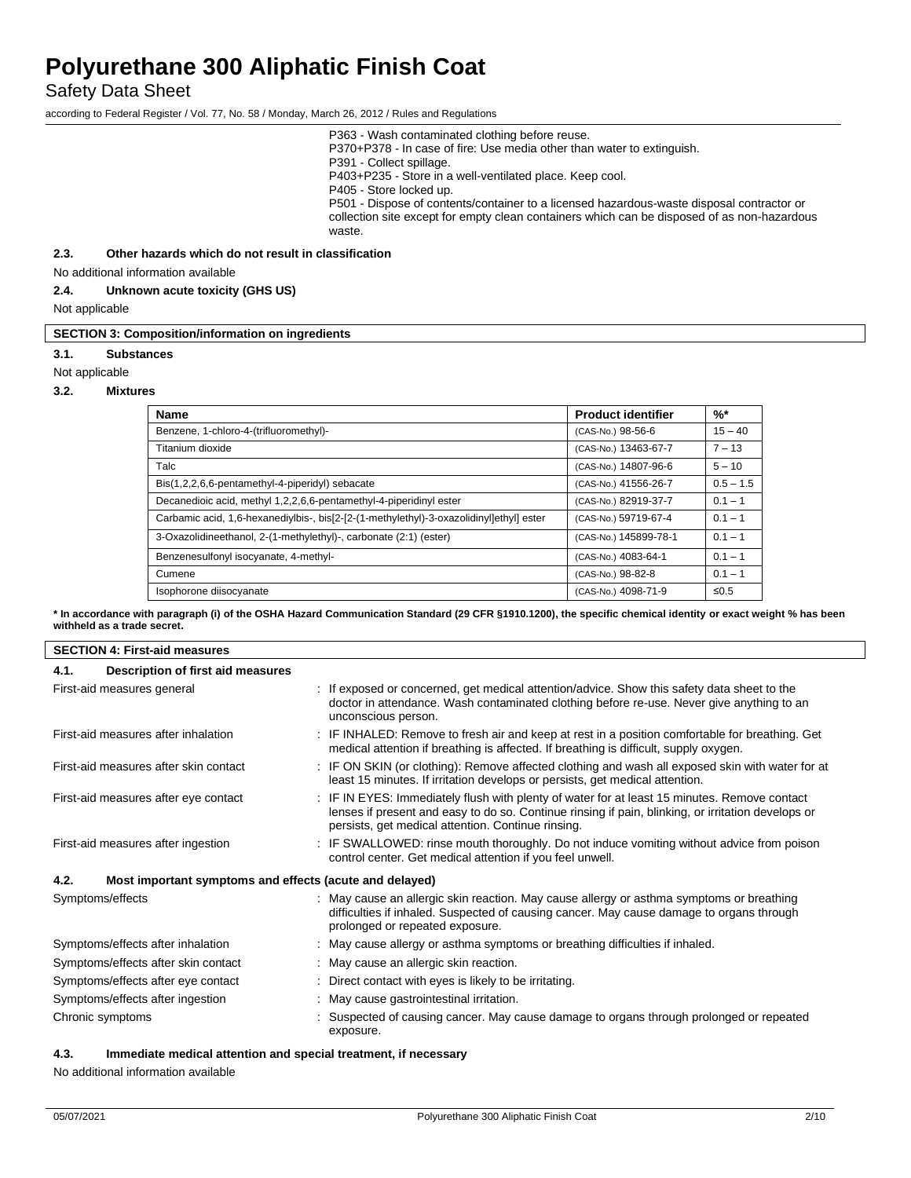P363 - Wash contaminated clothing before reuse.
P370+P378 - In case of fire: Use media other than water to extinguish.
P391 - Collect spillage.
P403+P235 - Store in a well-ventilated place. Keep cool.
P405 - Store locked up.
P501 - Dispose of contents/container to a licensed hazardous-waste disposal contractor or collection site except for empty clean containers which can be disposed of as non-hazardous waste.

### 2.3. Other hazards which do not result in classification

No additional information available

### 2.4. Unknown acute toxicity (GHS US)

Not applicable

## SECTION 3: Composition/information on ingredients

### 3.1. Substances

Not applicable

### 3.2. Mixtures

| Name | Product identifier | %* |
|---|---|---|
| Benzene, 1-chloro-4-(trifluoromethyl)- | (CAS-No.) 98-56-6 | 15 – 40 |
| Titanium dioxide | (CAS-No.) 13463-67-7 | 7 – 13 |
| Talc | (CAS-No.) 14807-96-6 | 5 – 10 |
| Bis(1,2,2,6,6-pentamethyl-4-piperidyl) sebacate | (CAS-No.) 41556-26-7 | 0.5 – 1.5 |
| Decanedioic acid, methyl 1,2,2,6,6-pentamethyl-4-piperidinyl ester | (CAS-No.) 82919-37-7 | 0.1 – 1 |
| Carbamic acid, 1,6-hexanediylbis-, bis[2-[2-(1-methylethyl)-3-oxazolidinyl]ethyl] ester | (CAS-No.) 59719-67-4 | 0.1 – 1 |
| 3-Oxazolidineethanol, 2-(1-methylethyl)-, carbonate (2:1) (ester) | (CAS-No.) 145899-78-1 | 0.1 – 1 |
| Benzenesulfonyl isocyanate, 4-methyl- | (CAS-No.) 4083-64-1 | 0.1 – 1 |
| Cumene | (CAS-No.) 98-82-8 | 0.1 – 1 |
| Isophorone diisocyanate | (CAS-No.) 4098-71-9 | ≤0.5 |

**\* In accordance with paragraph (i) of the OSHA Hazard Communication Standard (29 CFR §1910.1200), the specific chemical identity or exact weight % has been withheld as a trade secret.**

## SECTION 4: First-aid measures

### 4.1. Description of first aid measures

First-aid measures general : If exposed or concerned, get medical attention/advice. Show this safety data sheet to the doctor in attendance. Wash contaminated clothing before re-use. Never give anything to an unconscious person.

First-aid measures after inhalation : IF INHALED: Remove to fresh air and keep at rest in a position comfortable for breathing. Get medical attention if breathing is affected. If breathing is difficult, supply oxygen.

First-aid measures after skin contact : IF ON SKIN (or clothing): Remove affected clothing and wash all exposed skin with water for at least 15 minutes. If irritation develops or persists, get medical attention.

First-aid measures after eye contact : IF IN EYES: Immediately flush with plenty of water for at least 15 minutes. Remove contact lenses if present and easy to do so. Continue rinsing if pain, blinking, or irritation develops or persists, get medical attention. Continue rinsing.

First-aid measures after ingestion : IF SWALLOWED: rinse mouth thoroughly. Do not induce vomiting without advice from poison control center. Get medical attention if you feel unwell.

### 4.2. Most important symptoms and effects (acute and delayed)

Symptoms/effects : May cause an allergic skin reaction. May cause allergy or asthma symptoms or breathing difficulties if inhaled. Suspected of causing cancer. May cause damage to organs through prolonged or repeated exposure.

Symptoms/effects after inhalation : May cause allergy or asthma symptoms or breathing difficulties if inhaled.

Symptoms/effects after skin contact : May cause an allergic skin reaction.

Symptoms/effects after eye contact : Direct contact with eyes is likely to be irritating.

Symptoms/effects after ingestion : May cause gastrointestinal irritation.

Chronic symptoms : Suspected of causing cancer. May cause damage to organs through prolonged or repeated exposure.

### 4.3. Immediate medical attention and special treatment, if necessary

No additional information available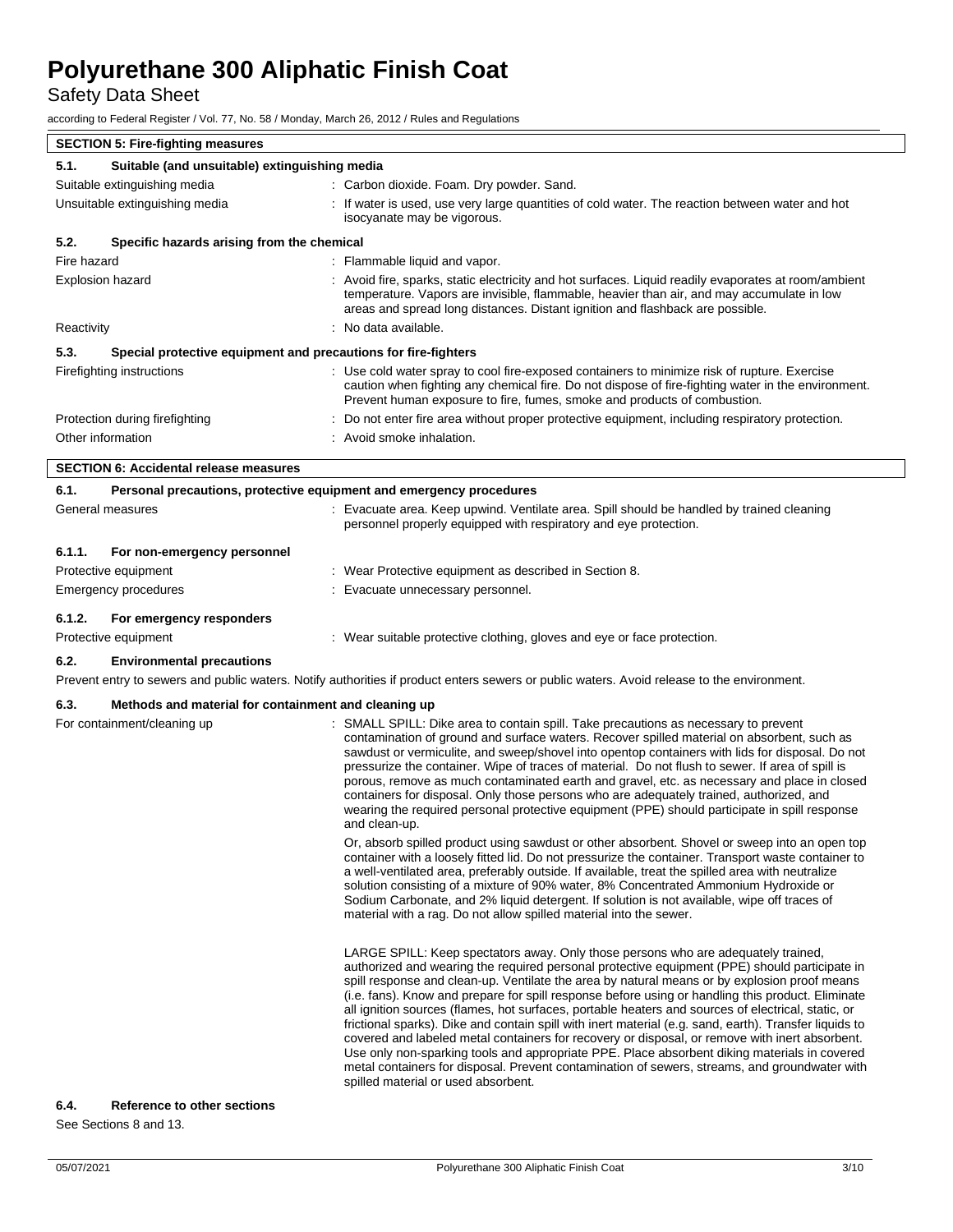## SECTION 5: Fire-fighting measures

### 5.1. Suitable (and unsuitable) extinguishing media

Suitable extinguishing media : Carbon dioxide. Foam. Dry powder. Sand.

Unsuitable extinguishing media : If water is used, use very large quantities of cold water. The reaction between water and hot isocyanate may be vigorous.

### 5.2. Specific hazards arising from the chemical

Fire hazard : Flammable liquid and vapor.

Explosion hazard : Avoid fire, sparks, static electricity and hot surfaces. Liquid readily evaporates at room/ambient temperature. Vapors are invisible, flammable, heavier than air, and may accumulate in low areas and spread long distances. Distant ignition and flashback are possible.

Reactivity : No data available.

### 5.3. Special protective equipment and precautions for fire-fighters

Firefighting instructions : Use cold water spray to cool fire-exposed containers to minimize risk of rupture. Exercise caution when fighting any chemical fire. Do not dispose of fire-fighting water in the environment. Prevent human exposure to fire, fumes, smoke and products of combustion.

Protection during firefighting : Do not enter fire area without proper protective equipment, including respiratory protection.

Other information : Avoid smoke inhalation.

## SECTION 6: Accidental release measures

### 6.1. Personal precautions, protective equipment and emergency procedures

General measures : Evacuate area. Keep upwind. Ventilate area. Spill should be handled by trained cleaning personnel properly equipped with respiratory and eye protection.

#### 6.1.1. For non-emergency personnel

Protective equipment : Wear Protective equipment as described in Section 8.

Emergency procedures : Evacuate unnecessary personnel.

#### 6.1.2. For emergency responders

Protective equipment : Wear suitable protective clothing, gloves and eye or face protection.

### 6.2. Environmental precautions

Prevent entry to sewers and public waters. Notify authorities if product enters sewers or public waters. Avoid release to the environment.

### 6.3. Methods and material for containment and cleaning up

For containment/cleaning up : SMALL SPILL: Dike area to contain spill. Take precautions as necessary to prevent contamination of ground and surface waters. Recover spilled material on absorbent, such as sawdust or vermiculite, and sweep/shovel into opentop containers with lids for disposal. Do not pressurize the container. Wipe of traces of material. Do not flush to sewer. If area of spill is porous, remove as much contaminated earth and gravel, etc. as necessary and place in closed containers for disposal. Only those persons who are adequately trained, authorized, and wearing the required personal protective equipment (PPE) should participate in spill response and clean-up.

Or, absorb spilled product using sawdust or other absorbent. Shovel or sweep into an open top container with a loosely fitted lid. Do not pressurize the container. Transport waste container to a well-ventilated area, preferably outside. If available, treat the spilled area with neutralize solution consisting of a mixture of 90% water, 8% Concentrated Ammonium Hydroxide or Sodium Carbonate, and 2% liquid detergent. If solution is not available, wipe off traces of material with a rag. Do not allow spilled material into the sewer.

LARGE SPILL: Keep spectators away. Only those persons who are adequately trained, authorized and wearing the required personal protective equipment (PPE) should participate in spill response and clean-up. Ventilate the area by natural means or by explosion proof means (i.e. fans). Know and prepare for spill response before using or handling this product. Eliminate all ignition sources (flames, hot surfaces, portable heaters and sources of electrical, static, or frictional sparks). Dike and contain spill with inert material (e.g. sand, earth). Transfer liquids to covered and labeled metal containers for recovery or disposal, or remove with inert absorbent. Use only non-sparking tools and appropriate PPE. Place absorbent diking materials in covered metal containers for disposal. Prevent contamination of sewers, streams, and groundwater with spilled material or used absorbent.

### 6.4. Reference to other sections

See Sections 8 and 13.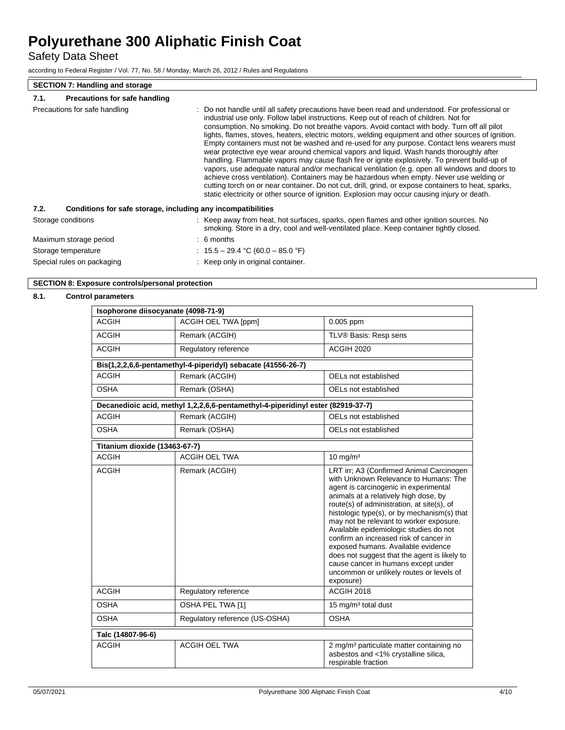## SECTION 7: Handling and storage

### 7.1. Precautions for safe handling

Precautions for safe handling : Do not handle until all safety precautions have been read and understood. For professional or industrial use only. Follow label instructions. Keep out of reach of children. Not for consumption. No smoking. Do not breathe vapors. Avoid contact with body. Turn off all pilot lights, flames, stoves, heaters, electric motors, welding equipment and other sources of ignition. Empty containers must not be washed and re-used for any purpose. Contact lens wearers must wear protective eye wear around chemical vapors and liquid. Wash hands thoroughly after handling. Flammable vapors may cause flash fire or ignite explosively. To prevent build-up of vapors, use adequate natural and/or mechanical ventilation (e.g. open all windows and doors to achieve cross ventilation). Containers may be hazardous when empty. Never use welding or cutting torch on or near container. Do not cut, drill, grind, or expose containers to heat, sparks, static electricity or other source of ignition. Explosion may occur causing injury or death.

### 7.2. Conditions for safe storage, including any incompatibilities

Storage conditions : Keep away from heat, hot surfaces, sparks, open flames and other ignition sources. No smoking. Store in a dry, cool and well-ventilated place. Keep container tightly closed.

Maximum storage period : 6 months

Storage temperature : 15.5 – 29.4 °C (60.0 – 85.0 °F)

Special rules on packaging : Keep only in original container.

## SECTION 8: Exposure controls/personal protection

### 8.1. Control parameters

| Isophorone diisocyanate (4098-71-9) | | |
|---|---|---|
| ACGIH | ACGIH OEL TWA [ppm] | 0.005 ppm |
| ACGIH | Remark (ACGIH) | TLV® Basis: Resp sens |
| ACGIH | Regulatory reference | ACGIH 2020 |

| Bis(1,2,2,6,6-pentamethyl-4-piperidyl) sebacate (41556-26-7) | | |
|---|---|---|
| ACGIH | Remark (ACGIH) | OELs not established |
| OSHA | Remark (OSHA) | OELs not established |

| Decanedioic acid, methyl 1,2,2,6,6-pentamethyl-4-piperidinyl ester (82919-37-7) | | |
|---|---|---|
| ACGIH | Remark (ACGIH) | OELs not established |
| OSHA | Remark (OSHA) | OELs not established |

| Titanium dioxide (13463-67-7) | | |
|---|---|---|
| ACGIH | ACGIH OEL TWA | 10 mg/m³ |
| ACGIH | Remark (ACGIH) | LRT irr; A3 (Confirmed Animal Carcinogen with Unknown Relevance to Humans: The agent is carcinogenic in experimental animals at a relatively high dose, by route(s) of administration, at site(s), of histologic type(s), or by mechanism(s) that may not be relevant to worker exposure. Available epidemiologic studies do not confirm an increased risk of cancer in exposed humans. Available evidence does not suggest that the agent is likely to cause cancer in humans except under uncommon or unlikely routes or levels of exposure) |
| ACGIH | Regulatory reference | ACGIH 2018 |
| OSHA | OSHA PEL TWA [1] | 15 mg/m³ total dust |
| OSHA | Regulatory reference (US-OSHA) | OSHA |

| Talc (14807-96-6) | | |
|---|---|---|
| ACGIH | ACGIH OEL TWA | 2 mg/m³ particulate matter containing no asbestos and <1% crystalline silica, respirable fraction |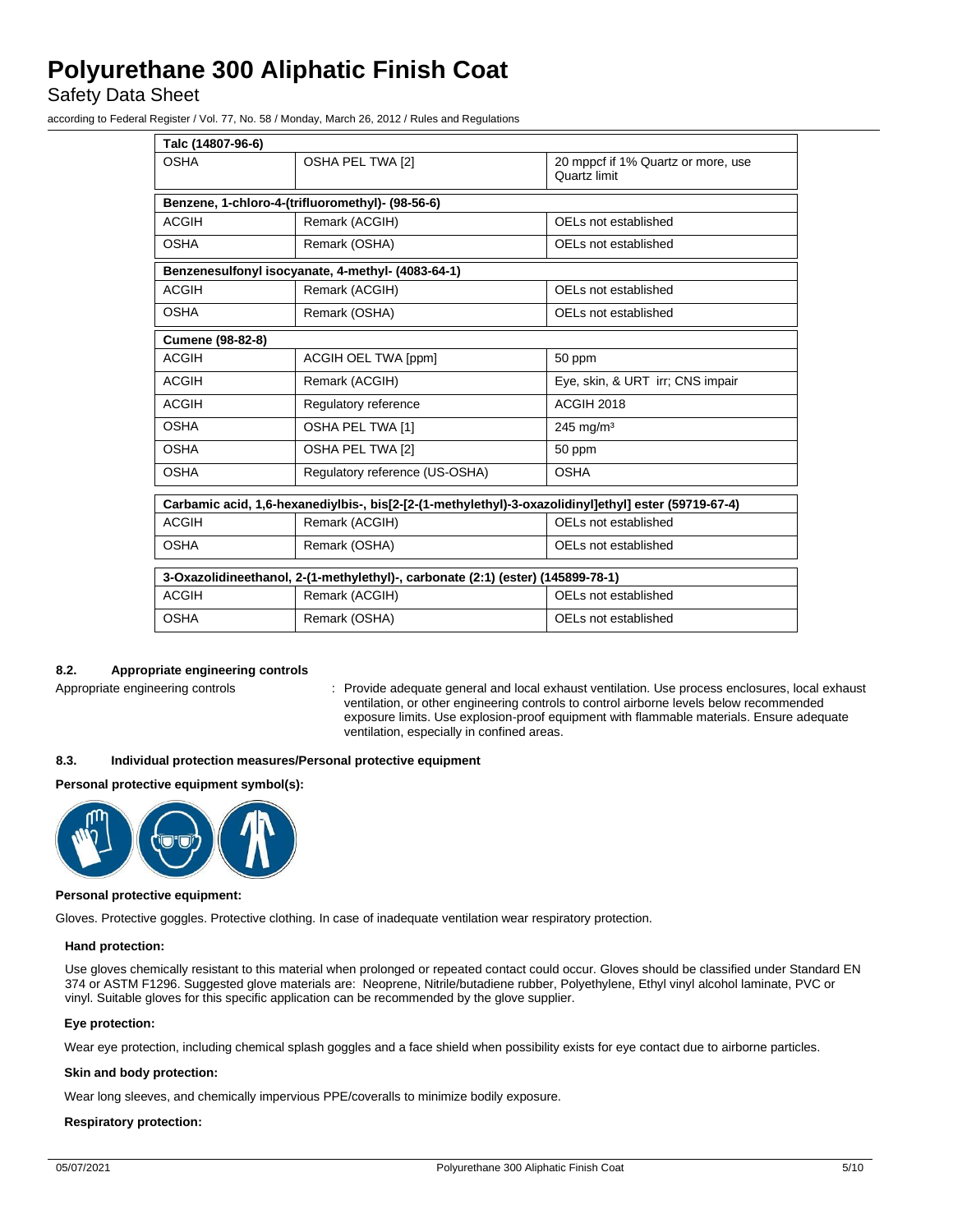| Talc (14807-96-6) | | |
|---|---|---|
| OSHA | OSHA PEL TWA [2] | 20 mppcf if 1% Quartz or more, use Quartz limit |

| Benzene, 1-chloro-4-(trifluoromethyl)- (98-56-6) | | |
|---|---|---|
| ACGIH | Remark (ACGIH) | OELs not established |
| OSHA | Remark (OSHA) | OELs not established |

| Benzenesulfonyl isocyanate, 4-methyl- (4083-64-1) | | |
|---|---|---|
| ACGIH | Remark (ACGIH) | OELs not established |
| OSHA | Remark (OSHA) | OELs not established |

| Cumene (98-82-8) | | |
|---|---|---|
| ACGIH | ACGIH OEL TWA [ppm] | 50 ppm |
| ACGIH | Remark (ACGIH) | Eye, skin, & URT irr; CNS impair |
| ACGIH | Regulatory reference | ACGIH 2018 |
| OSHA | OSHA PEL TWA [1] | 245 mg/m³ |
| OSHA | OSHA PEL TWA [2] | 50 ppm |
| OSHA | Regulatory reference (US-OSHA) | OSHA |

| Carbamic acid, 1,6-hexanediylbis-, bis[2-[2-(1-methylethyl)-3-oxazolidinyl]ethyl] ester (59719-67-4) | | |
|---|---|---|
| ACGIH | Remark (ACGIH) | OELs not established |
| OSHA | Remark (OSHA) | OELs not established |

| 3-Oxazolidineethanol, 2-(1-methylethyl)-, carbonate (2:1) (ester) (145899-78-1) | | |
|---|---|---|
| ACGIH | Remark (ACGIH) | OELs not established |
| OSHA | Remark (OSHA) | OELs not established |

### 8.2. Appropriate engineering controls

Appropriate engineering controls : Provide adequate general and local exhaust ventilation. Use process enclosures, local exhaust ventilation, or other engineering controls to control airborne levels below recommended exposure limits. Use explosion-proof equipment with flammable materials. Ensure adequate ventilation, especially in confined areas.

### 8.3. Individual protection measures/Personal protective equipment

**Personal protective equipment symbol(s):**

**Personal protective equipment:**

Gloves. Protective goggles. Protective clothing. In case of inadequate ventilation wear respiratory protection.

**Hand protection:**

Use gloves chemically resistant to this material when prolonged or repeated contact could occur. Gloves should be classified under Standard EN 374 or ASTM F1296. Suggested glove materials are: Neoprene, Nitrile/butadiene rubber, Polyethylene, Ethyl vinyl alcohol laminate, PVC or vinyl. Suitable gloves for this specific application can be recommended by the glove supplier.

**Eye protection:**

Wear eye protection, including chemical splash goggles and a face shield when possibility exists for eye contact due to airborne particles.

**Skin and body protection:**

Wear long sleeves, and chemically impervious PPE/coveralls to minimize bodily exposure.

**Respiratory protection:**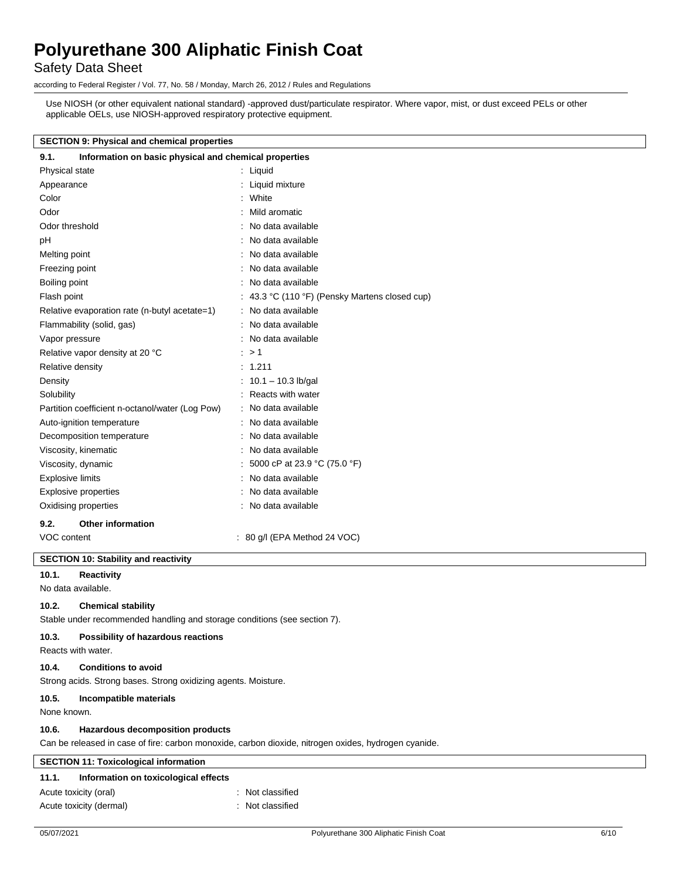Use NIOSH (or other equivalent national standard) -approved dust/particulate respirator. Where vapor, mist, or dust exceed PELs or other applicable OELs, use NIOSH-approved respiratory protective equipment.

## SECTION 9: Physical and chemical properties

### 9.1. Information on basic physical and chemical properties

| | |
|---|---|
| Physical state | : Liquid |
| Appearance | : Liquid mixture |
| Color | : White |
| Odor | : Mild aromatic |
| Odor threshold | : No data available |
| pH | : No data available |
| Melting point | : No data available |
| Freezing point | : No data available |
| Boiling point | : No data available |
| Flash point | : 43.3 °C (110 °F) (Pensky Martens closed cup) |
| Relative evaporation rate (n-butyl acetate=1) | : No data available |
| Flammability (solid, gas) | : No data available |
| Vapor pressure | : No data available |
| Relative vapor density at 20 °C | : > 1 |
| Relative density | : 1.211 |
| Density | : 10.1 – 10.3 lb/gal |
| Solubility | : Reacts with water |
| Partition coefficient n-octanol/water (Log Pow) | : No data available |
| Auto-ignition temperature | : No data available |
| Decomposition temperature | : No data available |
| Viscosity, kinematic | : No data available |
| Viscosity, dynamic | : 5000 cP at 23.9 °C (75.0 °F) |
| Explosive limits | : No data available |
| Explosive properties | : No data available |
| Oxidising properties | : No data available |

### 9.2. Other information

| | |
|---|---|
| VOC content | : 80 g/l (EPA Method 24 VOC) |

## SECTION 10: Stability and reactivity

### 10.1. Reactivity

No data available.

### 10.2. Chemical stability

Stable under recommended handling and storage conditions (see section 7).

### 10.3. Possibility of hazardous reactions

Reacts with water.

### 10.4. Conditions to avoid

Strong acids. Strong bases. Strong oxidizing agents. Moisture.

### 10.5. Incompatible materials

None known.

### 10.6. Hazardous decomposition products

Can be released in case of fire: carbon monoxide, carbon dioxide, nitrogen oxides, hydrogen cyanide.

## SECTION 11: Toxicological information

### 11.1. Information on toxicological effects

| | |
|---|---|
| Acute toxicity (oral) | : Not classified |
| Acute toxicity (dermal) | : Not classified |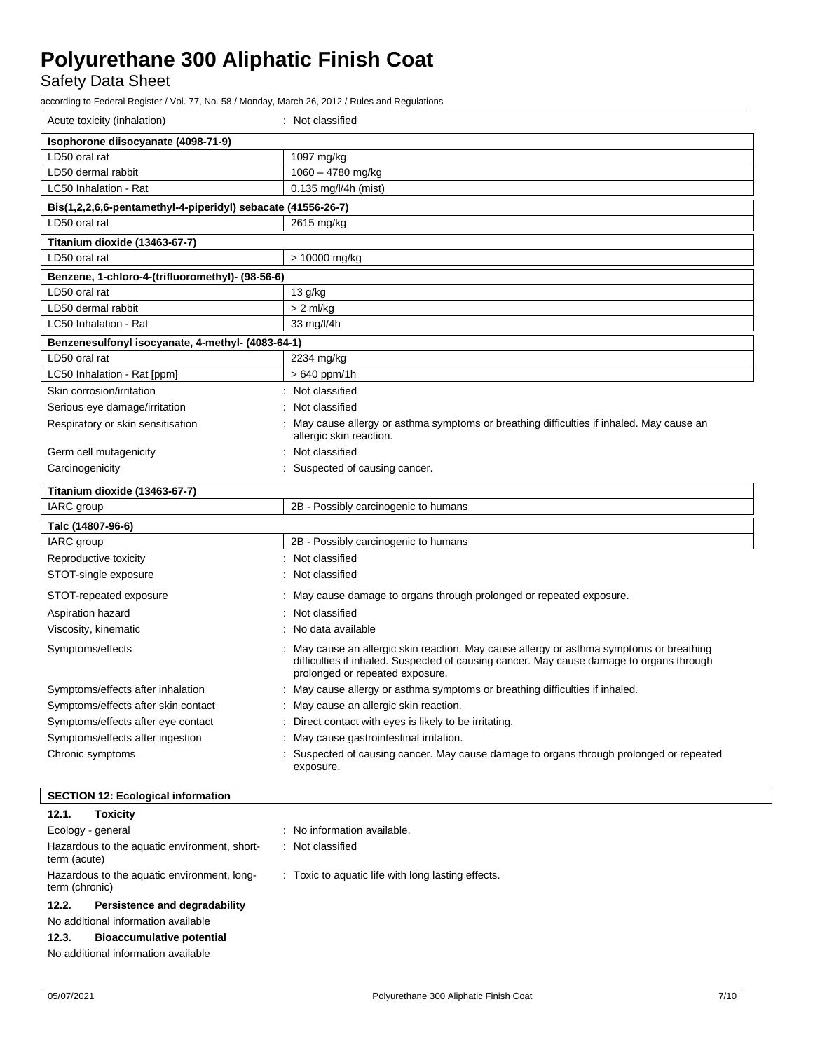Acute toxicity (inhalation) : Not classified

| Isophorone diisocyanate (4098-71-9) | |
|---|---|
| LD50 oral rat | 1097 mg/kg |
| LD50 dermal rabbit | 1060 – 4780 mg/kg |
| LC50 Inhalation - Rat | 0.135 mg/l/4h (mist) |

| Bis(1,2,2,6,6-pentamethyl-4-piperidyl) sebacate (41556-26-7) | |
|---|---|
| LD50 oral rat | 2615 mg/kg |

| Titanium dioxide (13463-67-7) | |
|---|---|
| LD50 oral rat | > 10000 mg/kg |

| Benzene, 1-chloro-4-(trifluoromethyl)- (98-56-6) | |
|---|---|
| LD50 oral rat | 13 g/kg |
| LD50 dermal rabbit | > 2 ml/kg |
| LC50 Inhalation - Rat | 33 mg/l/4h |

| Benzenesulfonyl isocyanate, 4-methyl- (4083-64-1) | |
|---|---|
| LD50 oral rat | 2234 mg/kg |
| LC50 Inhalation - Rat [ppm] | > 640 ppm/1h |

Skin corrosion/irritation : Not classified

Serious eye damage/irritation : Not classified

Respiratory or skin sensitisation : May cause allergy or asthma symptoms or breathing difficulties if inhaled. May cause an allergic skin reaction.

Germ cell mutagenicity : Not classified

Carcinogenicity : Suspected of causing cancer.

| Titanium dioxide (13463-67-7) | |
|---|---|
| IARC group | 2B - Possibly carcinogenic to humans |

| Talc (14807-96-6) | |
|---|---|
| IARC group | 2B - Possibly carcinogenic to humans |

Reproductive toxicity : Not classified

STOT-single exposure : Not classified

STOT-repeated exposure : May cause damage to organs through prolonged or repeated exposure.

Aspiration hazard : Not classified

Viscosity, kinematic : No data available

Symptoms/effects : May cause an allergic skin reaction. May cause allergy or asthma symptoms or breathing difficulties if inhaled. Suspected of causing cancer. May cause damage to organs through prolonged or repeated exposure.

Symptoms/effects after inhalation : May cause allergy or asthma symptoms or breathing difficulties if inhaled.

Symptoms/effects after skin contact : May cause an allergic skin reaction.

Symptoms/effects after eye contact : Direct contact with eyes is likely to be irritating.

Symptoms/effects after ingestion : May cause gastrointestinal irritation.

Chronic symptoms : Suspected of causing cancer. May cause damage to organs through prolonged or repeated exposure.

## SECTION 12: Ecological information

### 12.1. Toxicity

Ecology - general : No information available.

Hazardous to the aquatic environment, short-term (acute) : Not classified

Hazardous to the aquatic environment, long-term (chronic) : Toxic to aquatic life with long lasting effects.

### 12.2. Persistence and degradability

No additional information available

### 12.3. Bioaccumulative potential

No additional information available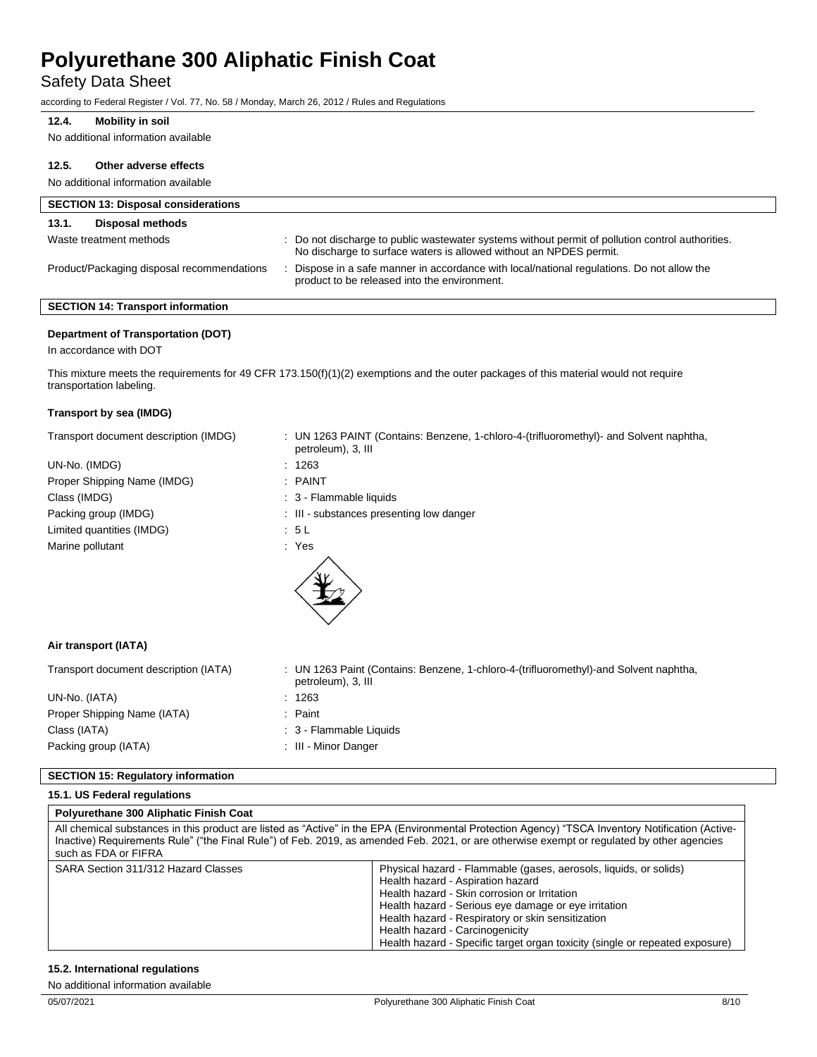#### 12.4. Mobility in soil

No additional information available

#### 12.5. Other adverse effects

No additional information available

## SECTION 13: Disposal considerations

### 13.1. Disposal methods

| | |
|---|---|
| Waste treatment methods | : Do not discharge to public wastewater systems without permit of pollution control authorities. No discharge to surface waters is allowed without an NPDES permit. |
| Product/Packaging disposal recommendations | : Dispose in a safe manner in accordance with local/national regulations. Do not allow the product to be released into the environment. |

## SECTION 14: Transport information

**Department of Transportation (DOT)**

In accordance with DOT

This mixture meets the requirements for 49 CFR 173.150(f)(1)(2) exemptions and the outer packages of this material would not require transportation labeling.

**Transport by sea (IMDG)**

| | |
|---|---|
| Transport document description (IMDG) | : UN 1263 PAINT (Contains: Benzene, 1-chloro-4-(trifluoromethyl)- and Solvent naphtha, petroleum), 3, III |
| UN-No. (IMDG) | : 1263 |
| Proper Shipping Name (IMDG) | : PAINT |
| Class (IMDG) | : 3 - Flammable liquids |
| Packing group (IMDG) | : III - substances presenting low danger |
| Limited quantities (IMDG) | : 5 L |
| Marine pollutant | : Yes |

**Air transport (IATA)**

| | |
|---|---|
| Transport document description (IATA) | : UN 1263 Paint (Contains: Benzene, 1-chloro-4-(trifluoromethyl)-and Solvent naphtha, petroleum), 3, III |
| UN-No. (IATA) | : 1263 |
| Proper Shipping Name (IATA) | : Paint |
| Class (IATA) | : 3 - Flammable Liquids |
| Packing group (IATA) | : III - Minor Danger |

## SECTION 15: Regulatory information

### 15.1. US Federal regulations

| Polyurethane 300 Aliphatic Finish Coat | |
|---|---|
| All chemical substances in this product are listed as "Active" in the EPA (Environmental Protection Agency) "TSCA Inventory Notification (Active-Inactive) Requirements Rule" ("the Final Rule") of Feb. 2019, as amended Feb. 2021, or are otherwise exempt or regulated by other agencies such as FDA or FIFRA | |
| SARA Section 311/312 Hazard Classes | Physical hazard - Flammable (gases, aerosols, liquids, or solids)<br>Health hazard - Aspiration hazard<br>Health hazard - Skin corrosion or Irritation<br>Health hazard - Serious eye damage or eye irritation<br>Health hazard - Respiratory or skin sensitization<br>Health hazard - Carcinogenicity<br>Health hazard - Specific target organ toxicity (single or repeated exposure) |

### 15.2. International regulations

No additional information available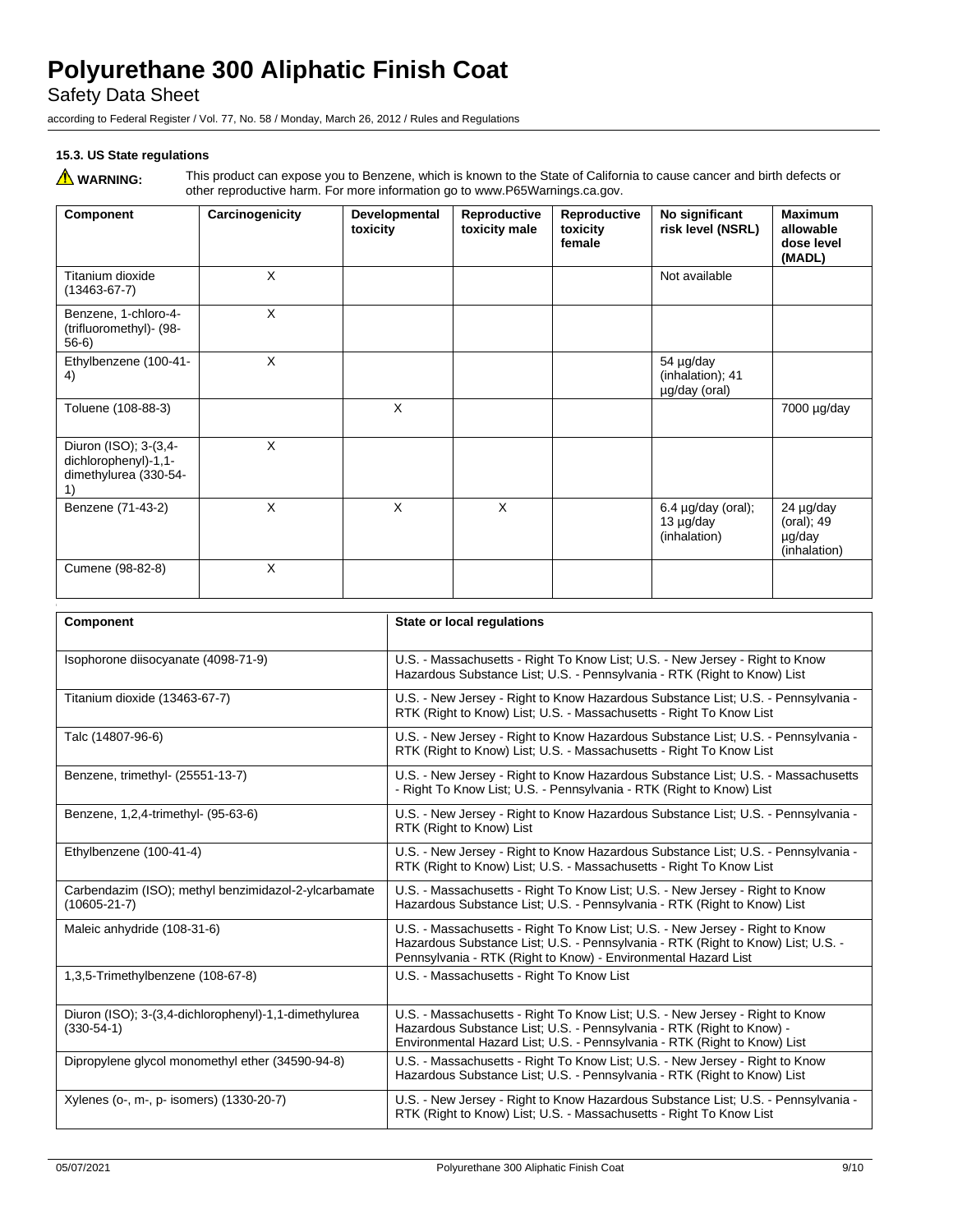### 15.3. US State regulations

⚠ **WARNING:** This product can expose you to Benzene, which is known to the State of California to cause cancer and birth defects or other reproductive harm. For more information go to www.P65Warnings.ca.gov.

| Component | Carcinogenicity | Developmental toxicity | Reproductive toxicity male | Reproductive toxicity female | No significant risk level (NSRL) | Maximum allowable dose level (MADL) |
|---|---|---|---|---|---|---|
| Titanium dioxide (13463-67-7) | X | | | | Not available | |
| Benzene, 1-chloro-4-(trifluoromethyl)- (98-56-6) | X | | | | | |
| Ethylbenzene (100-41-4) | X | | | | 54 µg/day (inhalation); 41 µg/day (oral) | |
| Toluene (108-88-3) | | X | | | | 7000 µg/day |
| Diuron (ISO); 3-(3,4-dichlorophenyl)-1,1-dimethylurea (330-54-1) | X | | | | | |
| Benzene (71-43-2) | X | X | X | | 6.4 µg/day (oral); 13 µg/day (inhalation) | 24 µg/day (oral); 49 µg/day (inhalation) |
| Cumene (98-82-8) | X | | | | | |

| Component | State or local regulations |
|---|---|
| Isophorone diisocyanate (4098-71-9) | U.S. - Massachusetts - Right To Know List; U.S. - New Jersey - Right to Know Hazardous Substance List; U.S. - Pennsylvania - RTK (Right to Know) List |
| Titanium dioxide (13463-67-7) | U.S. - New Jersey - Right to Know Hazardous Substance List; U.S. - Pennsylvania - RTK (Right to Know) List; U.S. - Massachusetts - Right To Know List |
| Talc (14807-96-6) | U.S. - New Jersey - Right to Know Hazardous Substance List; U.S. - Pennsylvania - RTK (Right to Know) List; U.S. - Massachusetts - Right To Know List |
| Benzene, trimethyl- (25551-13-7) | U.S. - New Jersey - Right to Know Hazardous Substance List; U.S. - Massachusetts - Right To Know List; U.S. - Pennsylvania - RTK (Right to Know) List |
| Benzene, 1,2,4-trimethyl- (95-63-6) | U.S. - New Jersey - Right to Know Hazardous Substance List; U.S. - Pennsylvania - RTK (Right to Know) List |
| Ethylbenzene (100-41-4) | U.S. - New Jersey - Right to Know Hazardous Substance List; U.S. - Pennsylvania - RTK (Right to Know) List; U.S. - Massachusetts - Right To Know List |
| Carbendazim (ISO); methyl benzimidazol-2-ylcarbamate (10605-21-7) | U.S. - Massachusetts - Right To Know List; U.S. - New Jersey - Right to Know Hazardous Substance List; U.S. - Pennsylvania - RTK (Right to Know) List |
| Maleic anhydride (108-31-6) | U.S. - Massachusetts - Right To Know List; U.S. - New Jersey - Right to Know Hazardous Substance List; U.S. - Pennsylvania - RTK (Right to Know) List; U.S. - Pennsylvania - RTK (Right to Know) - Environmental Hazard List |
| 1,3,5-Trimethylbenzene (108-67-8) | U.S. - Massachusetts - Right To Know List |
| Diuron (ISO); 3-(3,4-dichlorophenyl)-1,1-dimethylurea (330-54-1) | U.S. - Massachusetts - Right To Know List; U.S. - New Jersey - Right to Know Hazardous Substance List; U.S. - Pennsylvania - RTK (Right to Know) - Environmental Hazard List; U.S. - Pennsylvania - RTK (Right to Know) List |
| Dipropylene glycol monomethyl ether (34590-94-8) | U.S. - Massachusetts - Right To Know List; U.S. - New Jersey - Right to Know Hazardous Substance List; U.S. - Pennsylvania - RTK (Right to Know) List |
| Xylenes (o-, m-, p- isomers) (1330-20-7) | U.S. - New Jersey - Right to Know Hazardous Substance List; U.S. - Pennsylvania - RTK (Right to Know) List; U.S. - Massachusetts - Right To Know List |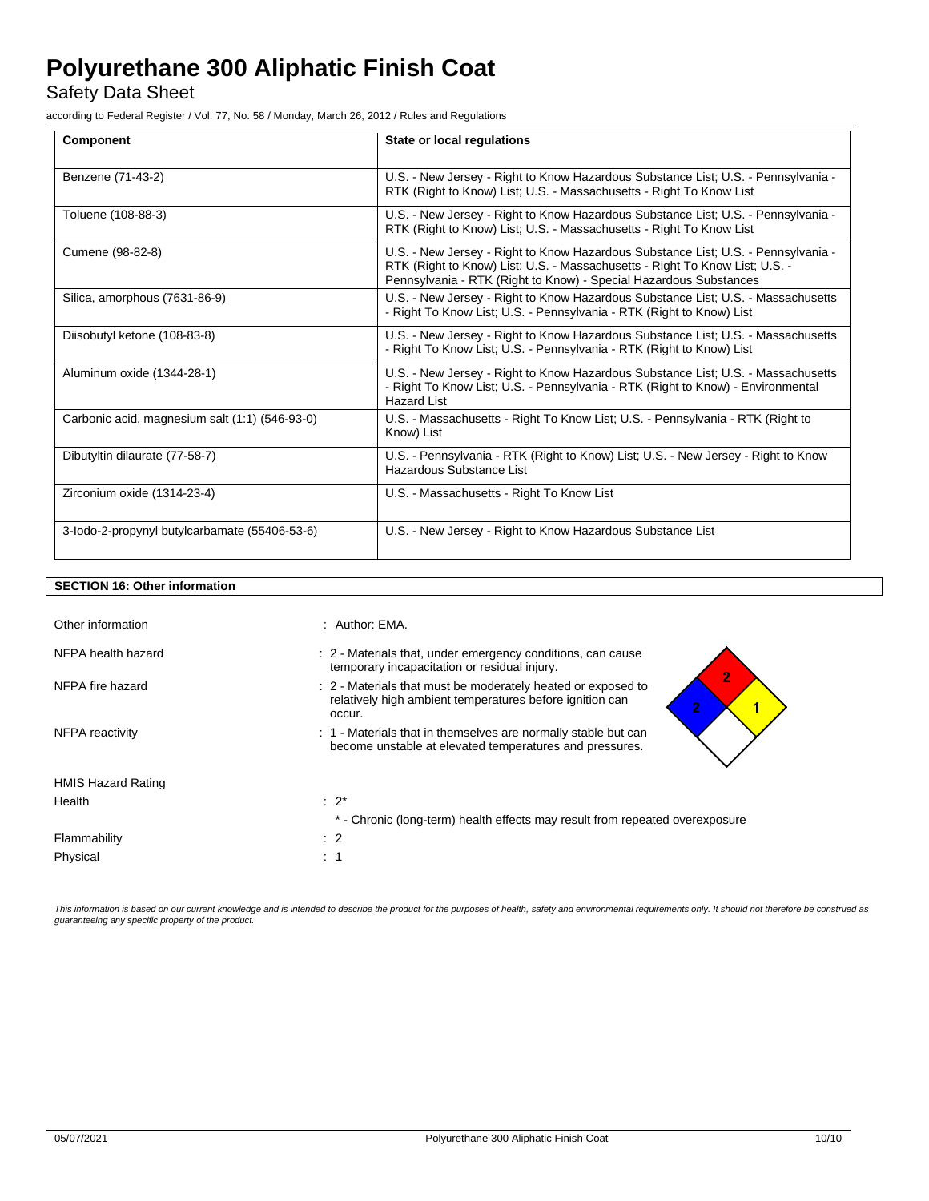# Polyurethane 300 Aliphatic Finish Coat

Safety Data Sheet

according to Federal Register / Vol. 77, No. 58 / Monday, March 26, 2012 / Rules and Regulations

| Component | State or local regulations |
|---|---|
| Benzene (71-43-2) | U.S. - New Jersey - Right to Know Hazardous Substance List; U.S. - Pennsylvania - RTK (Right to Know) List; U.S. - Massachusetts - Right To Know List |
| Toluene (108-88-3) | U.S. - New Jersey - Right to Know Hazardous Substance List; U.S. - Pennsylvania - RTK (Right to Know) List; U.S. - Massachusetts - Right To Know List |
| Cumene (98-82-8) | U.S. - New Jersey - Right to Know Hazardous Substance List; U.S. - Pennsylvania - RTK (Right to Know) List; U.S. - Massachusetts - Right To Know List; U.S. - Pennsylvania - RTK (Right to Know) - Special Hazardous Substances |
| Silica, amorphous (7631-86-9) | U.S. - New Jersey - Right to Know Hazardous Substance List; U.S. - Massachusetts - Right To Know List; U.S. - Pennsylvania - RTK (Right to Know) List |
| Diisobutyl ketone (108-83-8) | U.S. - New Jersey - Right to Know Hazardous Substance List; U.S. - Massachusetts - Right To Know List; U.S. - Pennsylvania - RTK (Right to Know) List |
| Aluminum oxide (1344-28-1) | U.S. - New Jersey - Right to Know Hazardous Substance List; U.S. - Massachusetts - Right To Know List; U.S. - Pennsylvania - RTK (Right to Know) - Environmental Hazard List |
| Carbonic acid, magnesium salt (1:1) (546-93-0) | U.S. - Massachusetts - Right To Know List; U.S. - Pennsylvania - RTK (Right to Know) List |
| Dibutyltin dilaurate (77-58-7) | U.S. - Pennsylvania - RTK (Right to Know) List; U.S. - New Jersey - Right to Know Hazardous Substance List |
| Zirconium oxide (1314-23-4) | U.S. - Massachusetts - Right To Know List |
| 3-Iodo-2-propynyl butylcarbamate (55406-53-6) | U.S. - New Jersey - Right to Know Hazardous Substance List |

## SECTION 16: Other information

Other information : Author: EMA.

NFPA health hazard : 2 - Materials that, under emergency conditions, can cause temporary incapacitation or residual injury.

NFPA fire hazard : 2 - Materials that must be moderately heated or exposed to relatively high ambient temperatures before ignition can occur.

NFPA reactivity : 1 - Materials that in themselves are normally stable but can become unstable at elevated temperatures and pressures.

2
2
1

HMIS Hazard Rating

Health : 2*

\* - Chronic (long-term) health effects may result from repeated overexposure

Flammability : 2

Physical : 1

*This information is based on our current knowledge and is intended to describe the product for the purposes of health, safety and environmental requirements only. It should not therefore be construed as guaranteeing any specific property of the product.*